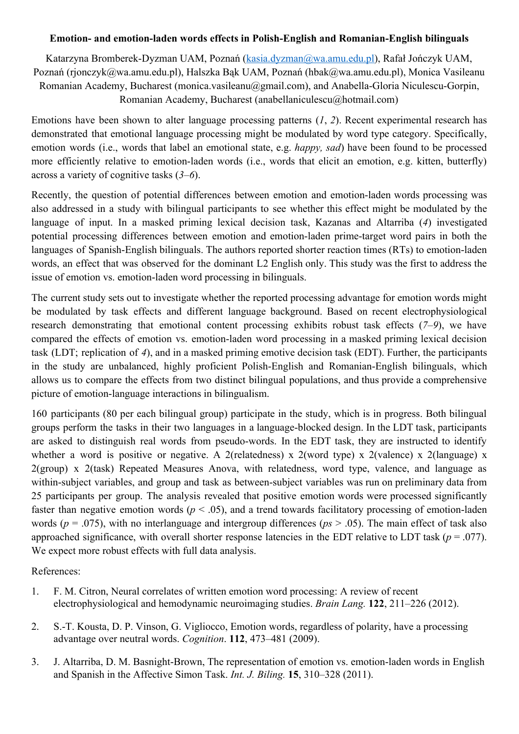**Emotion- and emotion-laden words effects in Polish-English and Romanian-English bilinguals**

Katarzyna Bromberek-Dyzman UAM, Poznań (kasia.dyzman@wa.amu.edu.pl), Rafał Jończyk UAM, Poznań (rjonczyk@wa.amu.edu.pl), Halszka Bąk UAM, Poznań (hbak@wa.amu.edu.pl), Monica Vasileanu Romanian Academy, Bucharest (monica.vasileanu@gmail.com), and Anabella-Gloria Niculescu-Gorpin, Romanian Academy, Bucharest (anabellaniculescu@hotmail.com)

Emotions have been shown to alter language processing patterns (*1*, *2*). Recent experimental research has demonstrated that emotional language processing might be modulated by word type category. Specifically, emotion words (i.e., words that label an emotional state, e.g. *happy, sad*) have been found to be processed more efficiently relative to emotion-laden words (i.e., words that elicit an emotion, e.g. kitten, butterfly) across a variety of cognitive tasks (*3*–*6*).

Recently, the question of potential differences between emotion and emotion-laden words processing was also addressed in a study with bilingual participants to see whether this effect might be modulated by the language of input. In a masked priming lexical decision task, Kazanas and Altarriba (*4*) investigated potential processing differences between emotion and emotion-laden prime-target word pairs in both the languages of Spanish-English bilinguals. The authors reported shorter reaction times (RTs) to emotion-laden words, an effect that was observed for the dominant L2 English only. This study was the first to address the issue of emotion vs. emotion-laden word processing in bilinguals.

The current study sets out to investigate whether the reported processing advantage for emotion words might be modulated by task effects and different language background. Based on recent electrophysiological research demonstrating that emotional content processing exhibits robust task effects (*7*–*9*), we have compared the effects of emotion vs. emotion-laden word processing in a masked priming lexical decision task (LDT; replication of *4*), and in a masked priming emotive decision task (EDT). Further, the participants in the study are unbalanced, highly proficient Polish-English and Romanian-English bilinguals, which allows us to compare the effects from two distinct bilingual populations, and thus provide a comprehensive picture of emotion-language interactions in bilingualism.

160 participants (80 per each bilingual group) participate in the study, which is in progress. Both bilingual groups perform the tasks in their two languages in a language-blocked design. In the LDT task, participants are asked to distinguish real words from pseudo-words. In the EDT task, they are instructed to identify whether a word is positive or negative. A 2(relatedness) x 2(word type) x 2(valence) x 2(language) x 2(group) x 2(task) Repeated Measures Anova, with relatedness, word type, valence, and language as within-subject variables, and group and task as between-subject variables was run on preliminary data from 25 participants per group. The analysis revealed that positive emotion words were processed significantly faster than negative emotion words ($p < .05$), and a trend towards facilitatory processing of emotion-laden words ($p = .075$), with no interlanguage and intergroup differences ($ps > .05$). The main effect of task also approached significance, with overall shorter response latencies in the EDT relative to LDT task ($p = .077$). We expect more robust effects with full data analysis.

References:

1. F. M. Citron, Neural correlates of written emotion word processing: A review of recent electrophysiological and hemodynamic neuroimaging studies. *Brain Lang.* **122**, 211–226 (2012).

2. S.-T. Kousta, D. P. Vinson, G. Vigliocco, Emotion words, regardless of polarity, have a processing advantage over neutral words. *Cognition*. **112**, 473–481 (2009).

3. J. Altarriba, D. M. Basnight-Brown, The representation of emotion vs. emotion-laden words in English and Spanish in the Affective Simon Task. *Int. J. Biling.* **15**, 310–328 (2011).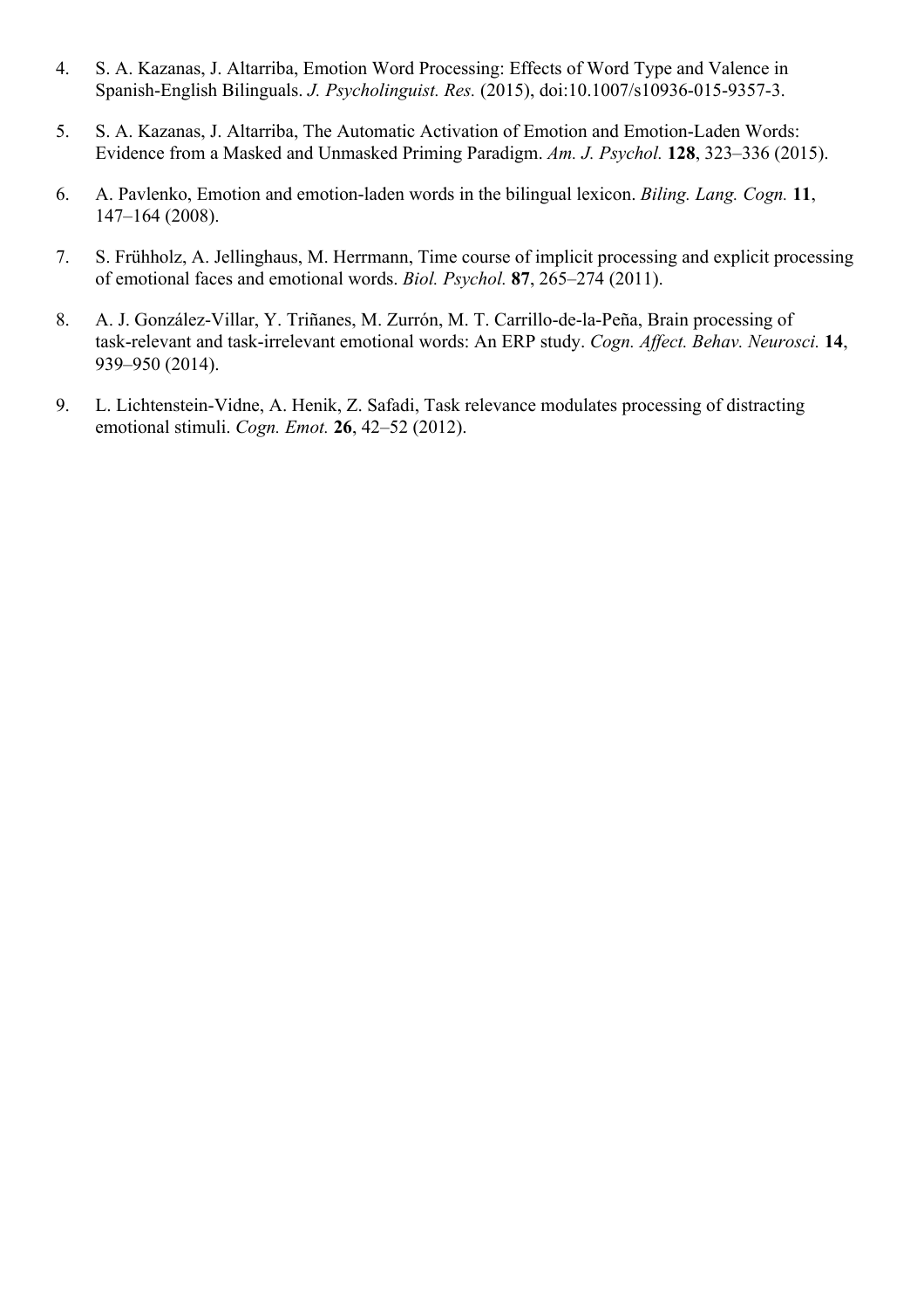4. S. A. Kazanas, J. Altarriba, Emotion Word Processing: Effects of Word Type and Valence in Spanish-English Bilinguals. *J. Psycholinguist. Res.* (2015), doi:10.1007/s10936-015-9357-3.

5. S. A. Kazanas, J. Altarriba, The Automatic Activation of Emotion and Emotion-Laden Words: Evidence from a Masked and Unmasked Priming Paradigm. *Am. J. Psychol.* **128**, 323–336 (2015).

6. A. Pavlenko, Emotion and emotion-laden words in the bilingual lexicon. *Biling. Lang. Cogn.* **11**, 147–164 (2008).

7. S. Frühholz, A. Jellinghaus, M. Herrmann, Time course of implicit processing and explicit processing of emotional faces and emotional words. *Biol. Psychol.* **87**, 265–274 (2011).

8. A. J. González-Villar, Y. Triñanes, M. Zurrón, M. T. Carrillo-de-la-Peña, Brain processing of task-relevant and task-irrelevant emotional words: An ERP study. *Cogn. Affect. Behav. Neurosci.* **14**, 939–950 (2014).

9. L. Lichtenstein-Vidne, A. Henik, Z. Safadi, Task relevance modulates processing of distracting emotional stimuli. *Cogn. Emot.* **26**, 42–52 (2012).